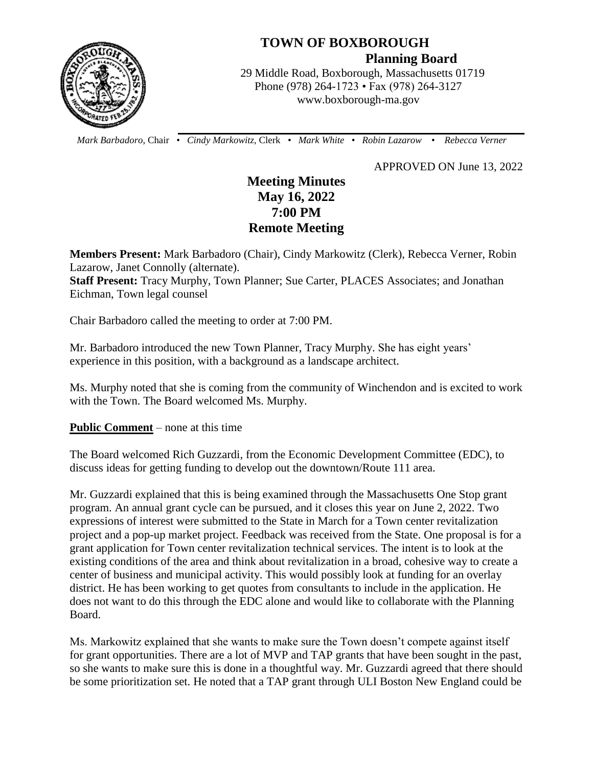# TOWN OF BOXBOROUGH

## Planning Board

29 Middle Road, Boxborough, Massachusetts 01719
Phone (978) 264-1723 • Fax (978) 264-3127
www.boxborough-ma.gov

*Mark Barbadoro,* Chair • *Cindy Markowitz,* Clerk • *Mark White* • *Robin Lazarow* • *Rebecca Verner*

APPROVED ON June 13, 2022

# Meeting Minutes
# May 16, 2022
# 7:00 PM
# Remote Meeting

**Members Present:** Mark Barbadoro (Chair), Cindy Markowitz (Clerk), Rebecca Verner, Robin Lazarow, Janet Connolly (alternate).
**Staff Present:** Tracy Murphy, Town Planner; Sue Carter, PLACES Associates; and Jonathan Eichman, Town legal counsel

Chair Barbadoro called the meeting to order at 7:00 PM.

Mr. Barbadoro introduced the new Town Planner, Tracy Murphy. She has eight years' experience in this position, with a background as a landscape architect.

Ms. Murphy noted that she is coming from the community of Winchendon and is excited to work with the Town. The Board welcomed Ms. Murphy.

**Public Comment** – none at this time

The Board welcomed Rich Guzzardi, from the Economic Development Committee (EDC), to discuss ideas for getting funding to develop out the downtown/Route 111 area.

Mr. Guzzardi explained that this is being examined through the Massachusetts One Stop grant program. An annual grant cycle can be pursued, and it closes this year on June 2, 2022. Two expressions of interest were submitted to the State in March for a Town center revitalization project and a pop-up market project. Feedback was received from the State. One proposal is for a grant application for Town center revitalization technical services. The intent is to look at the existing conditions of the area and think about revitalization in a broad, cohesive way to create a center of business and municipal activity. This would possibly look at funding for an overlay district. He has been working to get quotes from consultants to include in the application. He does not want to do this through the EDC alone and would like to collaborate with the Planning Board.

Ms. Markowitz explained that she wants to make sure the Town doesn't compete against itself for grant opportunities. There are a lot of MVP and TAP grants that have been sought in the past, so she wants to make sure this is done in a thoughtful way. Mr. Guzzardi agreed that there should be some prioritization set. He noted that a TAP grant through ULI Boston New England could be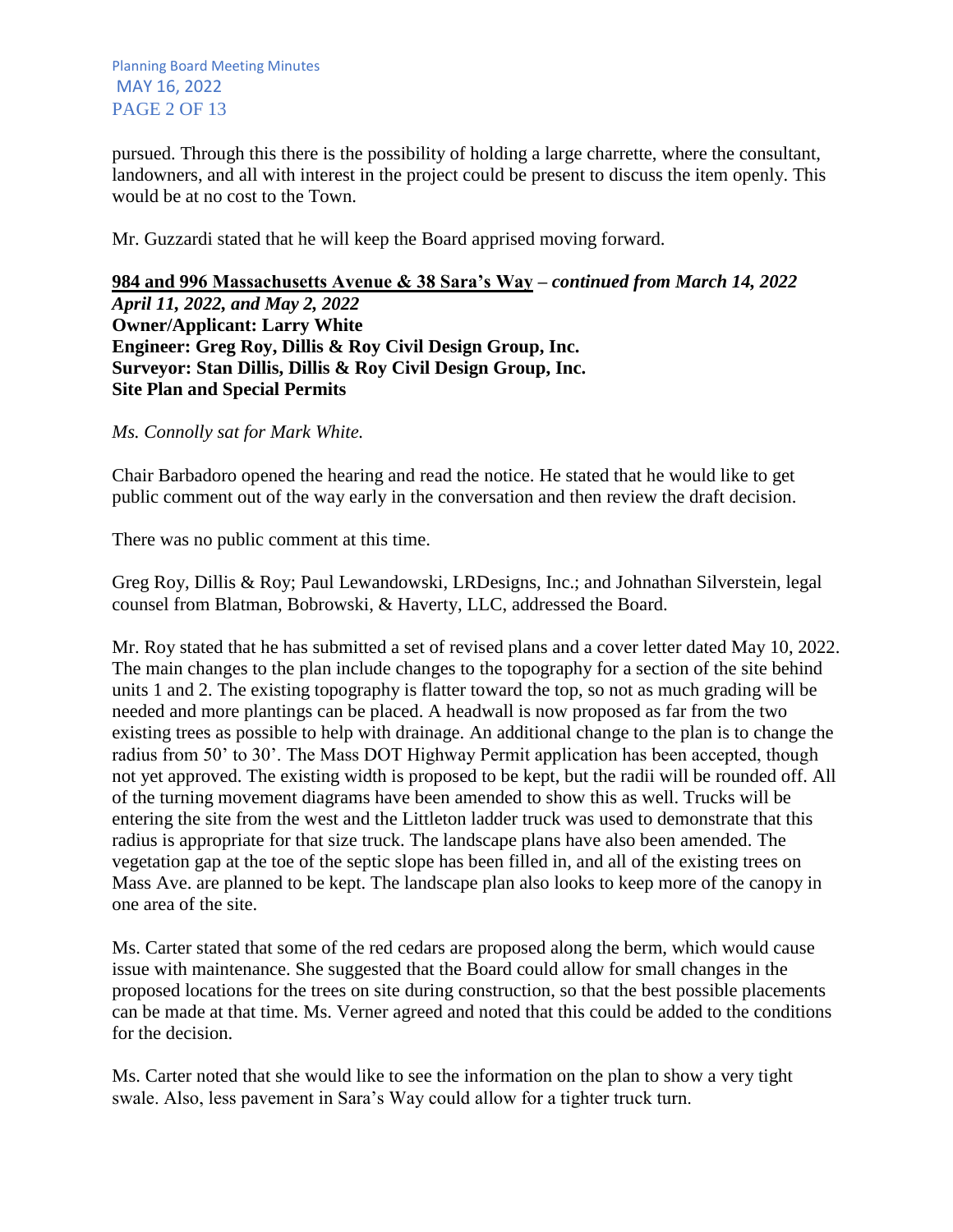pursued. Through this there is the possibility of holding a large charrette, where the consultant, landowners, and all with interest in the project could be present to discuss the item openly. This would be at no cost to the Town.

Mr. Guzzardi stated that he will keep the Board apprised moving forward.

**984 and 996 Massachusetts Avenue & 38 Sara's Way** – ***continued from March 14, 2022 April 11, 2022, and May 2, 2022***
**Owner/Applicant: Larry White**
**Engineer: Greg Roy, Dillis & Roy Civil Design Group, Inc.**
**Surveyor: Stan Dillis, Dillis & Roy Civil Design Group, Inc.**
**Site Plan and Special Permits**

*Ms. Connolly sat for Mark White.*

Chair Barbadoro opened the hearing and read the notice. He stated that he would like to get public comment out of the way early in the conversation and then review the draft decision.

There was no public comment at this time.

Greg Roy, Dillis & Roy; Paul Lewandowski, LRDesigns, Inc.; and Johnathan Silverstein, legal counsel from Blatman, Bobrowski, & Haverty, LLC, addressed the Board.

Mr. Roy stated that he has submitted a set of revised plans and a cover letter dated May 10, 2022. The main changes to the plan include changes to the topography for a section of the site behind units 1 and 2. The existing topography is flatter toward the top, so not as much grading will be needed and more plantings can be placed. A headwall is now proposed as far from the two existing trees as possible to help with drainage. An additional change to the plan is to change the radius from 50' to 30'. The Mass DOT Highway Permit application has been accepted, though not yet approved. The existing width is proposed to be kept, but the radii will be rounded off. All of the turning movement diagrams have been amended to show this as well. Trucks will be entering the site from the west and the Littleton ladder truck was used to demonstrate that this radius is appropriate for that size truck. The landscape plans have also been amended. The vegetation gap at the toe of the septic slope has been filled in, and all of the existing trees on Mass Ave. are planned to be kept. The landscape plan also looks to keep more of the canopy in one area of the site.

Ms. Carter stated that some of the red cedars are proposed along the berm, which would cause issue with maintenance. She suggested that the Board could allow for small changes in the proposed locations for the trees on site during construction, so that the best possible placements can be made at that time. Ms. Verner agreed and noted that this could be added to the conditions for the decision.

Ms. Carter noted that she would like to see the information on the plan to show a very tight swale. Also, less pavement in Sara's Way could allow for a tighter truck turn.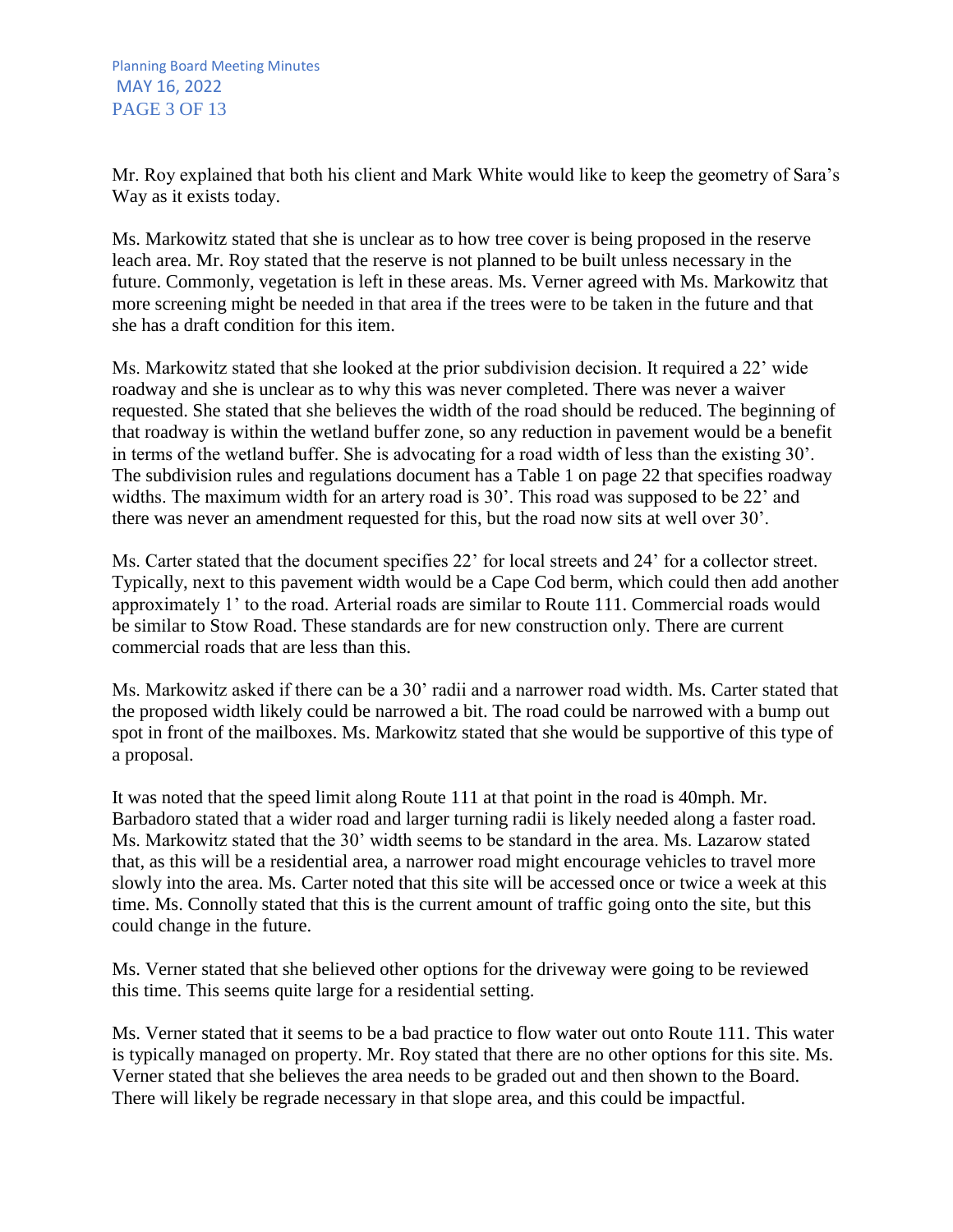Mr. Roy explained that both his client and Mark White would like to keep the geometry of Sara's Way as it exists today.

Ms. Markowitz stated that she is unclear as to how tree cover is being proposed in the reserve leach area. Mr. Roy stated that the reserve is not planned to be built unless necessary in the future. Commonly, vegetation is left in these areas. Ms. Verner agreed with Ms. Markowitz that more screening might be needed in that area if the trees were to be taken in the future and that she has a draft condition for this item.

Ms. Markowitz stated that she looked at the prior subdivision decision. It required a 22' wide roadway and she is unclear as to why this was never completed. There was never a waiver requested. She stated that she believes the width of the road should be reduced. The beginning of that roadway is within the wetland buffer zone, so any reduction in pavement would be a benefit in terms of the wetland buffer. She is advocating for a road width of less than the existing 30'. The subdivision rules and regulations document has a Table 1 on page 22 that specifies roadway widths. The maximum width for an artery road is 30'. This road was supposed to be 22' and there was never an amendment requested for this, but the road now sits at well over 30'.

Ms. Carter stated that the document specifies 22' for local streets and 24' for a collector street. Typically, next to this pavement width would be a Cape Cod berm, which could then add another approximately 1' to the road. Arterial roads are similar to Route 111. Commercial roads would be similar to Stow Road. These standards are for new construction only. There are current commercial roads that are less than this.

Ms. Markowitz asked if there can be a 30' radii and a narrower road width. Ms. Carter stated that the proposed width likely could be narrowed a bit. The road could be narrowed with a bump out spot in front of the mailboxes. Ms. Markowitz stated that she would be supportive of this type of a proposal.

It was noted that the speed limit along Route 111 at that point in the road is 40mph. Mr. Barbadoro stated that a wider road and larger turning radii is likely needed along a faster road. Ms. Markowitz stated that the 30' width seems to be standard in the area. Ms. Lazarow stated that, as this will be a residential area, a narrower road might encourage vehicles to travel more slowly into the area. Ms. Carter noted that this site will be accessed once or twice a week at this time. Ms. Connolly stated that this is the current amount of traffic going onto the site, but this could change in the future.

Ms. Verner stated that she believed other options for the driveway were going to be reviewed this time. This seems quite large for a residential setting.

Ms. Verner stated that it seems to be a bad practice to flow water out onto Route 111. This water is typically managed on property. Mr. Roy stated that there are no other options for this site. Ms. Verner stated that she believes the area needs to be graded out and then shown to the Board. There will likely be regrade necessary in that slope area, and this could be impactful.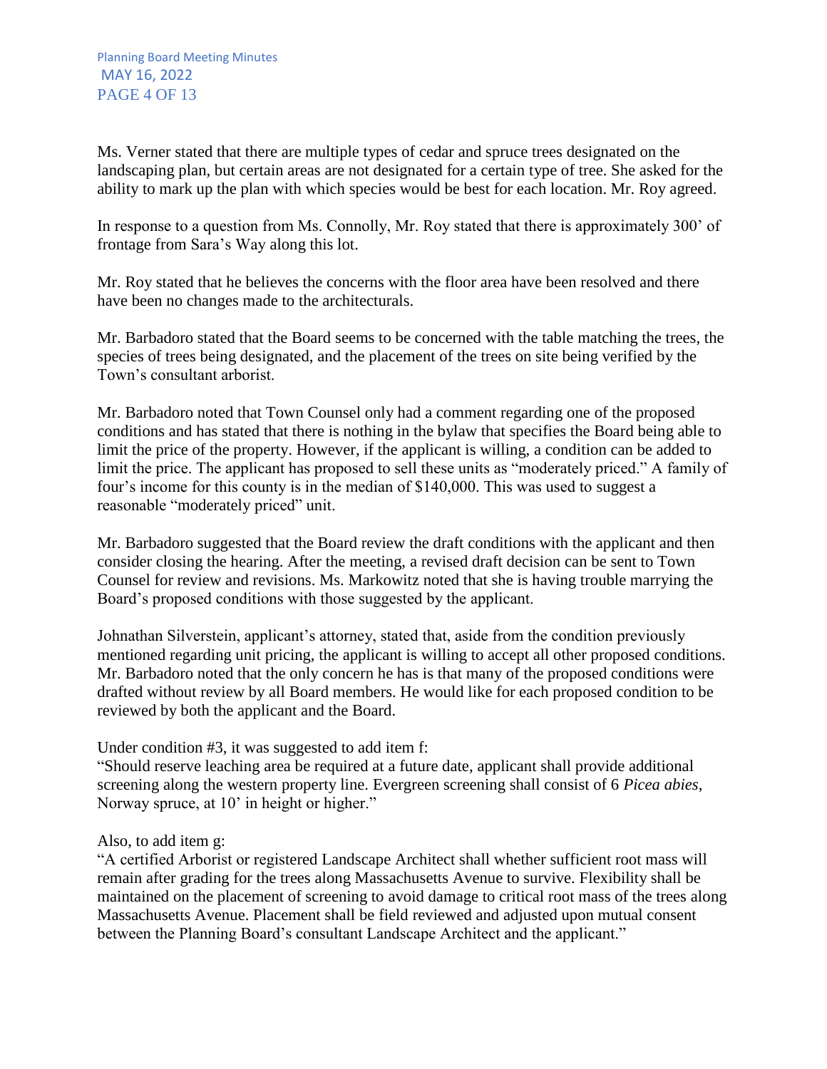Ms. Verner stated that there are multiple types of cedar and spruce trees designated on the landscaping plan, but certain areas are not designated for a certain type of tree. She asked for the ability to mark up the plan with which species would be best for each location. Mr. Roy agreed.

In response to a question from Ms. Connolly, Mr. Roy stated that there is approximately 300' of frontage from Sara's Way along this lot.

Mr. Roy stated that he believes the concerns with the floor area have been resolved and there have been no changes made to the architecturals.

Mr. Barbadoro stated that the Board seems to be concerned with the table matching the trees, the species of trees being designated, and the placement of the trees on site being verified by the Town's consultant arborist.

Mr. Barbadoro noted that Town Counsel only had a comment regarding one of the proposed conditions and has stated that there is nothing in the bylaw that specifies the Board being able to limit the price of the property. However, if the applicant is willing, a condition can be added to limit the price. The applicant has proposed to sell these units as "moderately priced." A family of four's income for this county is in the median of $140,000. This was used to suggest a reasonable "moderately priced" unit.

Mr. Barbadoro suggested that the Board review the draft conditions with the applicant and then consider closing the hearing. After the meeting, a revised draft decision can be sent to Town Counsel for review and revisions. Ms. Markowitz noted that she is having trouble marrying the Board's proposed conditions with those suggested by the applicant.

Johnathan Silverstein, applicant's attorney, stated that, aside from the condition previously mentioned regarding unit pricing, the applicant is willing to accept all other proposed conditions. Mr. Barbadoro noted that the only concern he has is that many of the proposed conditions were drafted without review by all Board members. He would like for each proposed condition to be reviewed by both the applicant and the Board.

Under condition #3, it was suggested to add item f:
"Should reserve leaching area be required at a future date, applicant shall provide additional screening along the western property line. Evergreen screening shall consist of 6 *Picea abies*, Norway spruce, at 10' in height or higher."

Also, to add item g:
"A certified Arborist or registered Landscape Architect shall whether sufficient root mass will remain after grading for the trees along Massachusetts Avenue to survive. Flexibility shall be maintained on the placement of screening to avoid damage to critical root mass of the trees along Massachusetts Avenue. Placement shall be field reviewed and adjusted upon mutual consent between the Planning Board's consultant Landscape Architect and the applicant."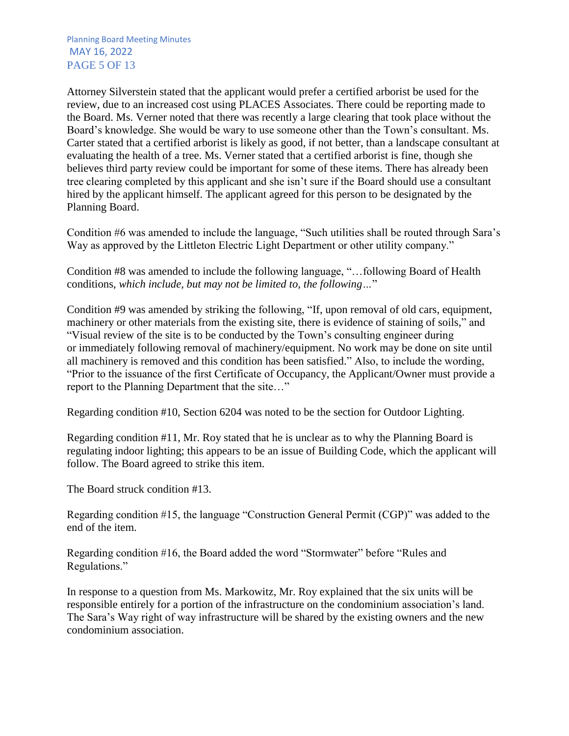Attorney Silverstein stated that the applicant would prefer a certified arborist be used for the review, due to an increased cost using PLACES Associates. There could be reporting made to the Board. Ms. Verner noted that there was recently a large clearing that took place without the Board's knowledge. She would be wary to use someone other than the Town's consultant. Ms. Carter stated that a certified arborist is likely as good, if not better, than a landscape consultant at evaluating the health of a tree. Ms. Verner stated that a certified arborist is fine, though she believes third party review could be important for some of these items. There has already been tree clearing completed by this applicant and she isn't sure if the Board should use a consultant hired by the applicant himself. The applicant agreed for this person to be designated by the Planning Board.

Condition #6 was amended to include the language, "Such utilities shall be routed through Sara's Way as approved by the Littleton Electric Light Department or other utility company."

Condition #8 was amended to include the following language, "…following Board of Health conditions, *which include, but may not be limited to, the following…*"

Condition #9 was amended by striking the following, "If, upon removal of old cars, equipment, machinery or other materials from the existing site, there is evidence of staining of soils," and "Visual review of the site is to be conducted by the Town's consulting engineer during or immediately following removal of machinery/equipment. No work may be done on site until all machinery is removed and this condition has been satisfied." Also, to include the wording, "Prior to the issuance of the first Certificate of Occupancy, the Applicant/Owner must provide a report to the Planning Department that the site…"

Regarding condition #10, Section 6204 was noted to be the section for Outdoor Lighting.

Regarding condition #11, Mr. Roy stated that he is unclear as to why the Planning Board is regulating indoor lighting; this appears to be an issue of Building Code, which the applicant will follow. The Board agreed to strike this item.

The Board struck condition #13.

Regarding condition #15, the language "Construction General Permit (CGP)" was added to the end of the item.

Regarding condition #16, the Board added the word "Stormwater" before "Rules and Regulations."

In response to a question from Ms. Markowitz, Mr. Roy explained that the six units will be responsible entirely for a portion of the infrastructure on the condominium association's land. The Sara's Way right of way infrastructure will be shared by the existing owners and the new condominium association.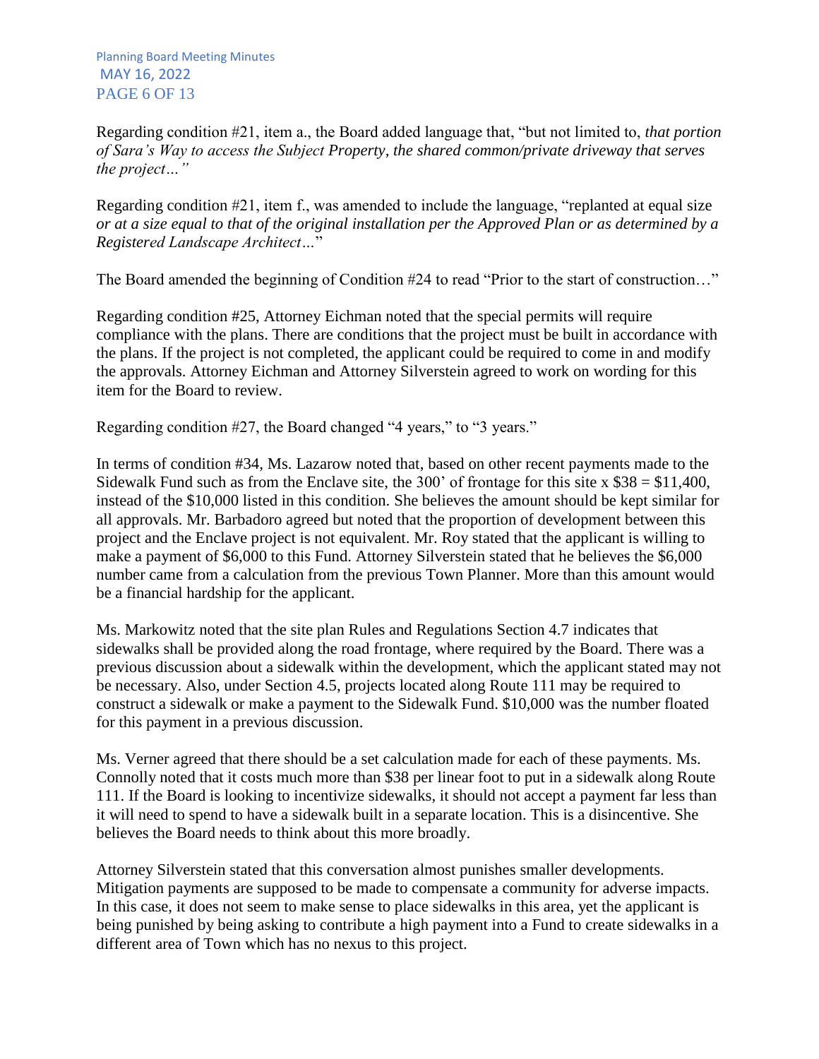Regarding condition #21, item a., the Board added language that, "but not limited to, *that portion of Sara's Way to access the Subject Property, the shared common/private driveway that serves the project…"*

Regarding condition #21, item f., was amended to include the language, "replanted at equal size *or at a size equal to that of the original installation per the Approved Plan or as determined by a Registered Landscape Architect…*"

The Board amended the beginning of Condition #24 to read "Prior to the start of construction…"

Regarding condition #25, Attorney Eichman noted that the special permits will require compliance with the plans. There are conditions that the project must be built in accordance with the plans. If the project is not completed, the applicant could be required to come in and modify the approvals. Attorney Eichman and Attorney Silverstein agreed to work on wording for this item for the Board to review.

Regarding condition #27, the Board changed "4 years," to "3 years."

In terms of condition #34, Ms. Lazarow noted that, based on other recent payments made to the Sidewalk Fund such as from the Enclave site, the 300' of frontage for this site x $38 = $11,400, instead of the $10,000 listed in this condition. She believes the amount should be kept similar for all approvals. Mr. Barbadoro agreed but noted that the proportion of development between this project and the Enclave project is not equivalent. Mr. Roy stated that the applicant is willing to make a payment of $6,000 to this Fund. Attorney Silverstein stated that he believes the $6,000 number came from a calculation from the previous Town Planner. More than this amount would be a financial hardship for the applicant.

Ms. Markowitz noted that the site plan Rules and Regulations Section 4.7 indicates that sidewalks shall be provided along the road frontage, where required by the Board. There was a previous discussion about a sidewalk within the development, which the applicant stated may not be necessary. Also, under Section 4.5, projects located along Route 111 may be required to construct a sidewalk or make a payment to the Sidewalk Fund. $10,000 was the number floated for this payment in a previous discussion.

Ms. Verner agreed that there should be a set calculation made for each of these payments. Ms. Connolly noted that it costs much more than $38 per linear foot to put in a sidewalk along Route 111. If the Board is looking to incentivize sidewalks, it should not accept a payment far less than it will need to spend to have a sidewalk built in a separate location. This is a disincentive. She believes the Board needs to think about this more broadly.

Attorney Silverstein stated that this conversation almost punishes smaller developments. Mitigation payments are supposed to be made to compensate a community for adverse impacts. In this case, it does not seem to make sense to place sidewalks in this area, yet the applicant is being punished by being asking to contribute a high payment into a Fund to create sidewalks in a different area of Town which has no nexus to this project.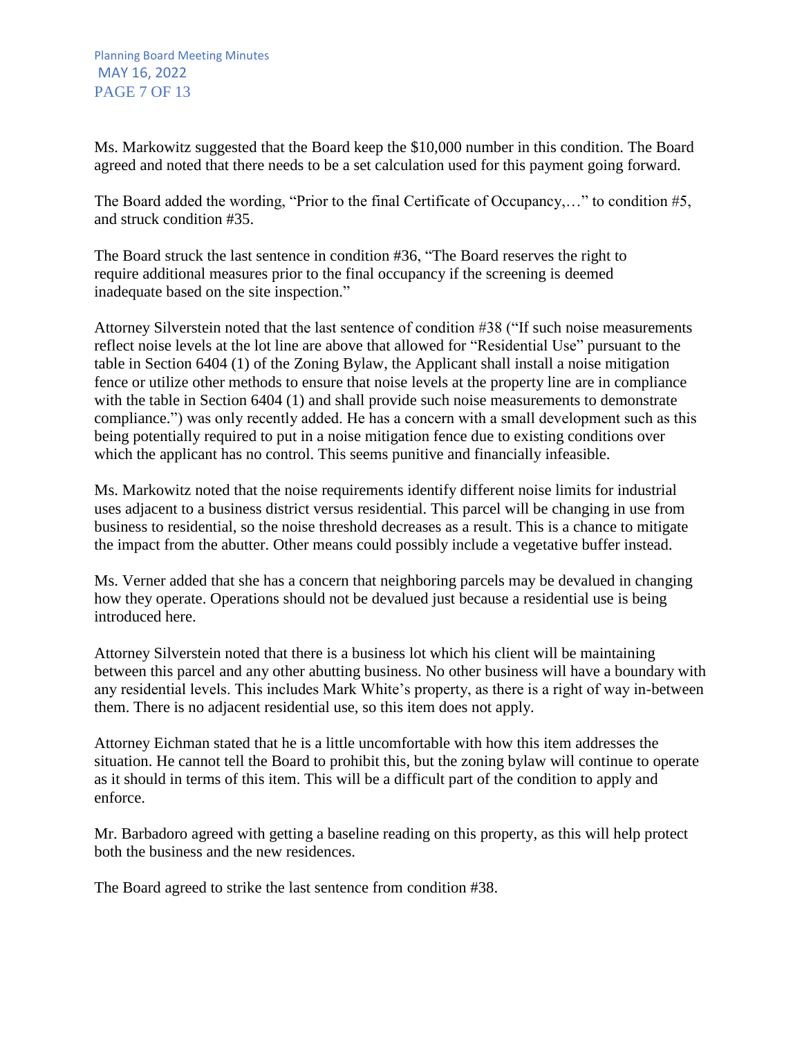Ms. Markowitz suggested that the Board keep the $10,000 number in this condition. The Board agreed and noted that there needs to be a set calculation used for this payment going forward.

The Board added the wording, "Prior to the final Certificate of Occupancy,…" to condition #5, and struck condition #35.

The Board struck the last sentence in condition #36, "The Board reserves the right to require additional measures prior to the final occupancy if the screening is deemed inadequate based on the site inspection."

Attorney Silverstein noted that the last sentence of condition #38 ("If such noise measurements reflect noise levels at the lot line are above that allowed for "Residential Use" pursuant to the table in Section 6404 (1) of the Zoning Bylaw, the Applicant shall install a noise mitigation fence or utilize other methods to ensure that noise levels at the property line are in compliance with the table in Section 6404 (1) and shall provide such noise measurements to demonstrate compliance.") was only recently added. He has a concern with a small development such as this being potentially required to put in a noise mitigation fence due to existing conditions over which the applicant has no control. This seems punitive and financially infeasible.

Ms. Markowitz noted that the noise requirements identify different noise limits for industrial uses adjacent to a business district versus residential. This parcel will be changing in use from business to residential, so the noise threshold decreases as a result. This is a chance to mitigate the impact from the abutter. Other means could possibly include a vegetative buffer instead.

Ms. Verner added that she has a concern that neighboring parcels may be devalued in changing how they operate. Operations should not be devalued just because a residential use is being introduced here.

Attorney Silverstein noted that there is a business lot which his client will be maintaining between this parcel and any other abutting business. No other business will have a boundary with any residential levels. This includes Mark White's property, as there is a right of way in-between them. There is no adjacent residential use, so this item does not apply.

Attorney Eichman stated that he is a little uncomfortable with how this item addresses the situation. He cannot tell the Board to prohibit this, but the zoning bylaw will continue to operate as it should in terms of this item. This will be a difficult part of the condition to apply and enforce.

Mr. Barbadoro agreed with getting a baseline reading on this property, as this will help protect both the business and the new residences.

The Board agreed to strike the last sentence from condition #38.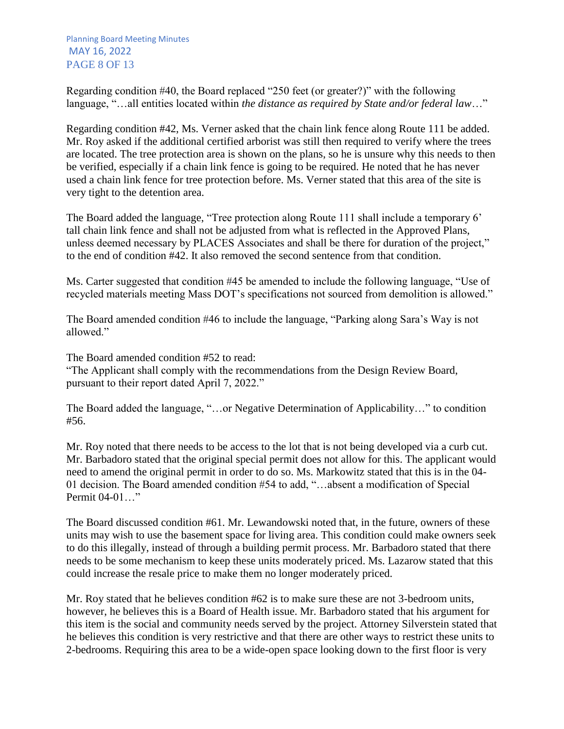Regarding condition #40, the Board replaced "250 feet (or greater?)" with the following language, "…all entities located within *the distance as required by State and/or federal law*…"

Regarding condition #42, Ms. Verner asked that the chain link fence along Route 111 be added. Mr. Roy asked if the additional certified arborist was still then required to verify where the trees are located. The tree protection area is shown on the plans, so he is unsure why this needs to then be verified, especially if a chain link fence is going to be required. He noted that he has never used a chain link fence for tree protection before. Ms. Verner stated that this area of the site is very tight to the detention area.

The Board added the language, "Tree protection along Route 111 shall include a temporary 6' tall chain link fence and shall not be adjusted from what is reflected in the Approved Plans, unless deemed necessary by PLACES Associates and shall be there for duration of the project," to the end of condition #42. It also removed the second sentence from that condition.

Ms. Carter suggested that condition #45 be amended to include the following language, "Use of recycled materials meeting Mass DOT's specifications not sourced from demolition is allowed."

The Board amended condition #46 to include the language, "Parking along Sara's Way is not allowed."

The Board amended condition #52 to read:
"The Applicant shall comply with the recommendations from the Design Review Board, pursuant to their report dated April 7, 2022."

The Board added the language, "…or Negative Determination of Applicability…" to condition #56.

Mr. Roy noted that there needs to be access to the lot that is not being developed via a curb cut. Mr. Barbadoro stated that the original special permit does not allow for this. The applicant would need to amend the original permit in order to do so. Ms. Markowitz stated that this is in the 04-01 decision. The Board amended condition #54 to add, "…absent a modification of Special Permit 04-01…"

The Board discussed condition #61. Mr. Lewandowski noted that, in the future, owners of these units may wish to use the basement space for living area. This condition could make owners seek to do this illegally, instead of through a building permit process. Mr. Barbadoro stated that there needs to be some mechanism to keep these units moderately priced. Ms. Lazarow stated that this could increase the resale price to make them no longer moderately priced.

Mr. Roy stated that he believes condition #62 is to make sure these are not 3-bedroom units, however, he believes this is a Board of Health issue. Mr. Barbadoro stated that his argument for this item is the social and community needs served by the project. Attorney Silverstein stated that he believes this condition is very restrictive and that there are other ways to restrict these units to 2-bedrooms. Requiring this area to be a wide-open space looking down to the first floor is very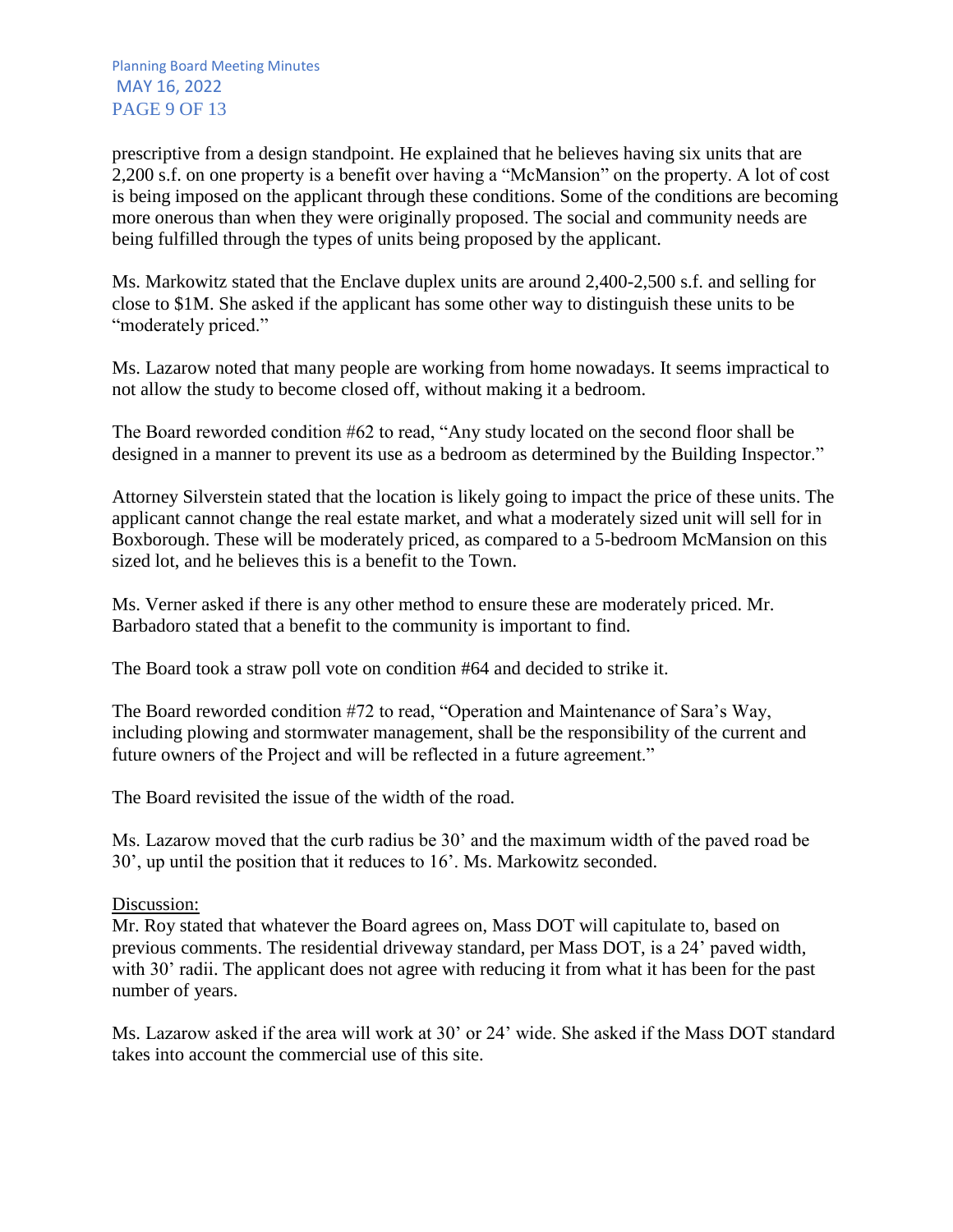prescriptive from a design standpoint. He explained that he believes having six units that are 2,200 s.f. on one property is a benefit over having a "McMansion" on the property. A lot of cost is being imposed on the applicant through these conditions. Some of the conditions are becoming more onerous than when they were originally proposed. The social and community needs are being fulfilled through the types of units being proposed by the applicant.

Ms. Markowitz stated that the Enclave duplex units are around 2,400-2,500 s.f. and selling for close to $1M. She asked if the applicant has some other way to distinguish these units to be "moderately priced."

Ms. Lazarow noted that many people are working from home nowadays. It seems impractical to not allow the study to become closed off, without making it a bedroom.

The Board reworded condition #62 to read, "Any study located on the second floor shall be designed in a manner to prevent its use as a bedroom as determined by the Building Inspector."

Attorney Silverstein stated that the location is likely going to impact the price of these units. The applicant cannot change the real estate market, and what a moderately sized unit will sell for in Boxborough. These will be moderately priced, as compared to a 5-bedroom McMansion on this sized lot, and he believes this is a benefit to the Town.

Ms. Verner asked if there is any other method to ensure these are moderately priced. Mr. Barbadoro stated that a benefit to the community is important to find.

The Board took a straw poll vote on condition #64 and decided to strike it.

The Board reworded condition #72 to read, "Operation and Maintenance of Sara's Way, including plowing and stormwater management, shall be the responsibility of the current and future owners of the Project and will be reflected in a future agreement."

The Board revisited the issue of the width of the road.

Ms. Lazarow moved that the curb radius be 30' and the maximum width of the paved road be 30', up until the position that it reduces to 16'. Ms. Markowitz seconded.

Discussion:

Mr. Roy stated that whatever the Board agrees on, Mass DOT will capitulate to, based on previous comments. The residential driveway standard, per Mass DOT, is a 24' paved width, with 30' radii. The applicant does not agree with reducing it from what it has been for the past number of years.

Ms. Lazarow asked if the area will work at 30' or 24' wide. She asked if the Mass DOT standard takes into account the commercial use of this site.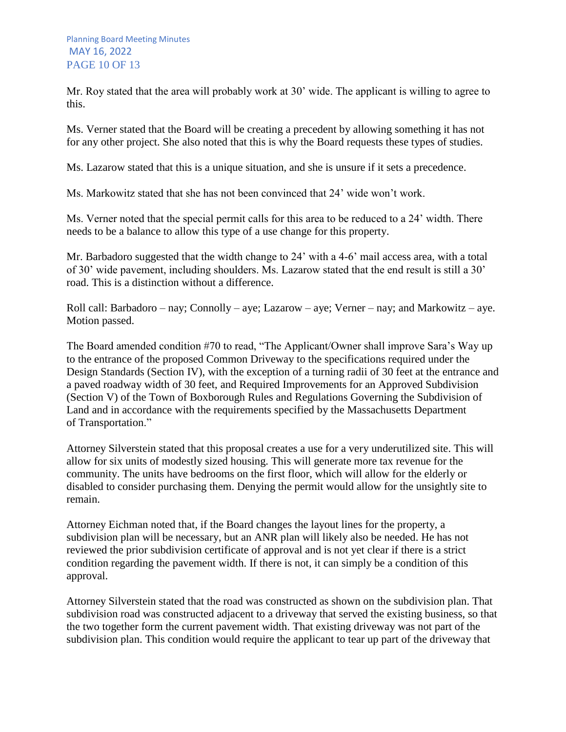Mr. Roy stated that the area will probably work at 30' wide. The applicant is willing to agree to this.

Ms. Verner stated that the Board will be creating a precedent by allowing something it has not for any other project. She also noted that this is why the Board requests these types of studies.

Ms. Lazarow stated that this is a unique situation, and she is unsure if it sets a precedence.

Ms. Markowitz stated that she has not been convinced that 24' wide won't work.

Ms. Verner noted that the special permit calls for this area to be reduced to a 24' width. There needs to be a balance to allow this type of a use change for this property.

Mr. Barbadoro suggested that the width change to 24' with a 4-6' mail access area, with a total of 30' wide pavement, including shoulders. Ms. Lazarow stated that the end result is still a 30' road. This is a distinction without a difference.

Roll call: Barbadoro – nay; Connolly – aye; Lazarow – aye; Verner – nay; and Markowitz – aye. Motion passed.

The Board amended condition #70 to read, "The Applicant/Owner shall improve Sara's Way up to the entrance of the proposed Common Driveway to the specifications required under the Design Standards (Section IV), with the exception of a turning radii of 30 feet at the entrance and a paved roadway width of 30 feet, and Required Improvements for an Approved Subdivision (Section V) of the Town of Boxborough Rules and Regulations Governing the Subdivision of Land and in accordance with the requirements specified by the Massachusetts Department of Transportation."

Attorney Silverstein stated that this proposal creates a use for a very underutilized site. This will allow for six units of modestly sized housing. This will generate more tax revenue for the community. The units have bedrooms on the first floor, which will allow for the elderly or disabled to consider purchasing them. Denying the permit would allow for the unsightly site to remain.

Attorney Eichman noted that, if the Board changes the layout lines for the property, a subdivision plan will be necessary, but an ANR plan will likely also be needed. He has not reviewed the prior subdivision certificate of approval and is not yet clear if there is a strict condition regarding the pavement width. If there is not, it can simply be a condition of this approval.

Attorney Silverstein stated that the road was constructed as shown on the subdivision plan. That subdivision road was constructed adjacent to a driveway that served the existing business, so that the two together form the current pavement width. That existing driveway was not part of the subdivision plan. This condition would require the applicant to tear up part of the driveway that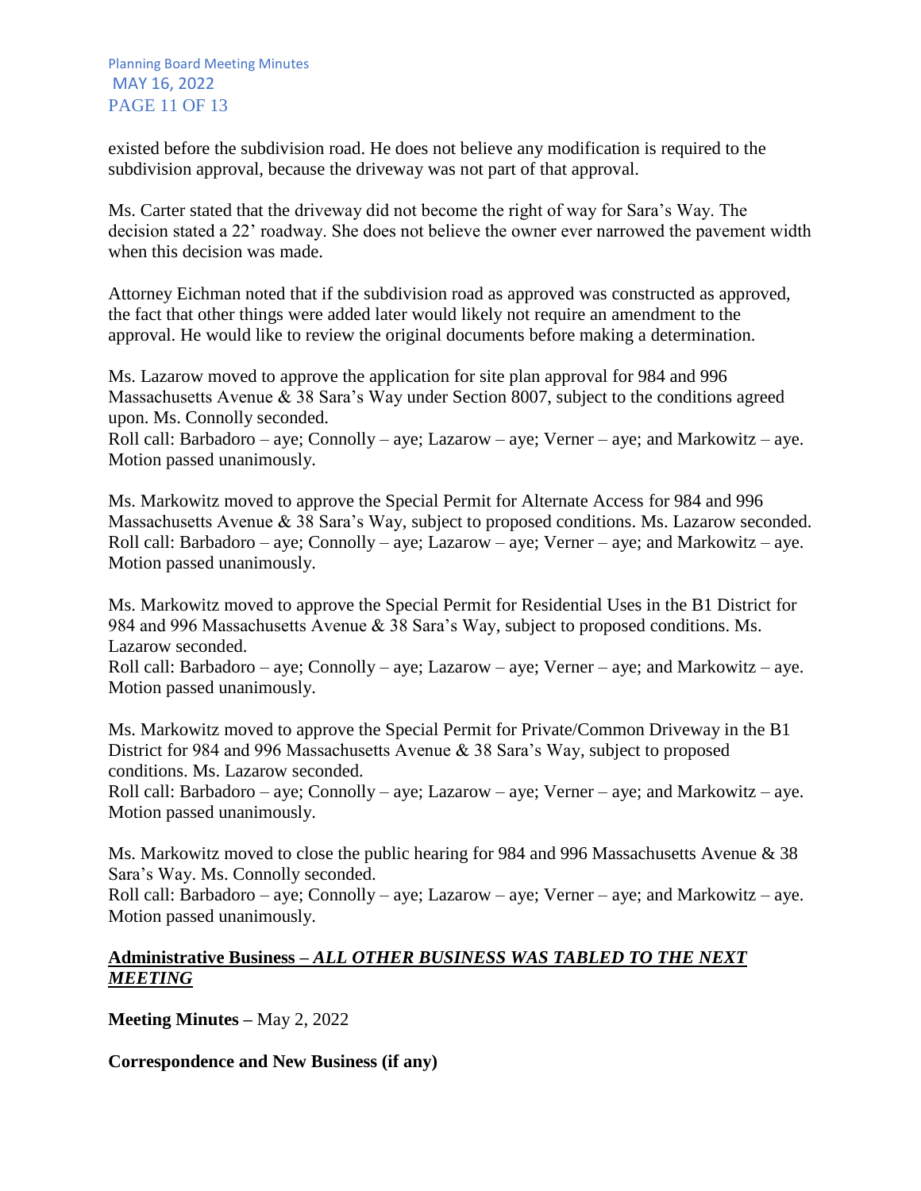existed before the subdivision road. He does not believe any modification is required to the subdivision approval, because the driveway was not part of that approval.

Ms. Carter stated that the driveway did not become the right of way for Sara's Way. The decision stated a 22' roadway. She does not believe the owner ever narrowed the pavement width when this decision was made.

Attorney Eichman noted that if the subdivision road as approved was constructed as approved, the fact that other things were added later would likely not require an amendment to the approval. He would like to review the original documents before making a determination.

Ms. Lazarow moved to approve the application for site plan approval for 984 and 996 Massachusetts Avenue & 38 Sara's Way under Section 8007, subject to the conditions agreed upon. Ms. Connolly seconded.
Roll call: Barbadoro – aye; Connolly – aye; Lazarow – aye; Verner – aye; and Markowitz – aye. Motion passed unanimously.

Ms. Markowitz moved to approve the Special Permit for Alternate Access for 984 and 996 Massachusetts Avenue & 38 Sara's Way, subject to proposed conditions. Ms. Lazarow seconded.
Roll call: Barbadoro – aye; Connolly – aye; Lazarow – aye; Verner – aye; and Markowitz – aye. Motion passed unanimously.

Ms. Markowitz moved to approve the Special Permit for Residential Uses in the B1 District for 984 and 996 Massachusetts Avenue & 38 Sara's Way, subject to proposed conditions. Ms. Lazarow seconded.
Roll call: Barbadoro – aye; Connolly – aye; Lazarow – aye; Verner – aye; and Markowitz – aye. Motion passed unanimously.

Ms. Markowitz moved to approve the Special Permit for Private/Common Driveway in the B1 District for 984 and 996 Massachusetts Avenue & 38 Sara's Way, subject to proposed conditions. Ms. Lazarow seconded.
Roll call: Barbadoro – aye; Connolly – aye; Lazarow – aye; Verner – aye; and Markowitz – aye. Motion passed unanimously.

Ms. Markowitz moved to close the public hearing for 984 and 996 Massachusetts Avenue & 38 Sara's Way. Ms. Connolly seconded.
Roll call: Barbadoro – aye; Connolly – aye; Lazarow – aye; Verner – aye; and Markowitz – aye. Motion passed unanimously.

**<u>Administrative Business – *ALL OTHER BUSINESS WAS TABLED TO THE NEXT MEETING*</u>**

**Meeting Minutes –** May 2, 2022

**Correspondence and New Business (if any)**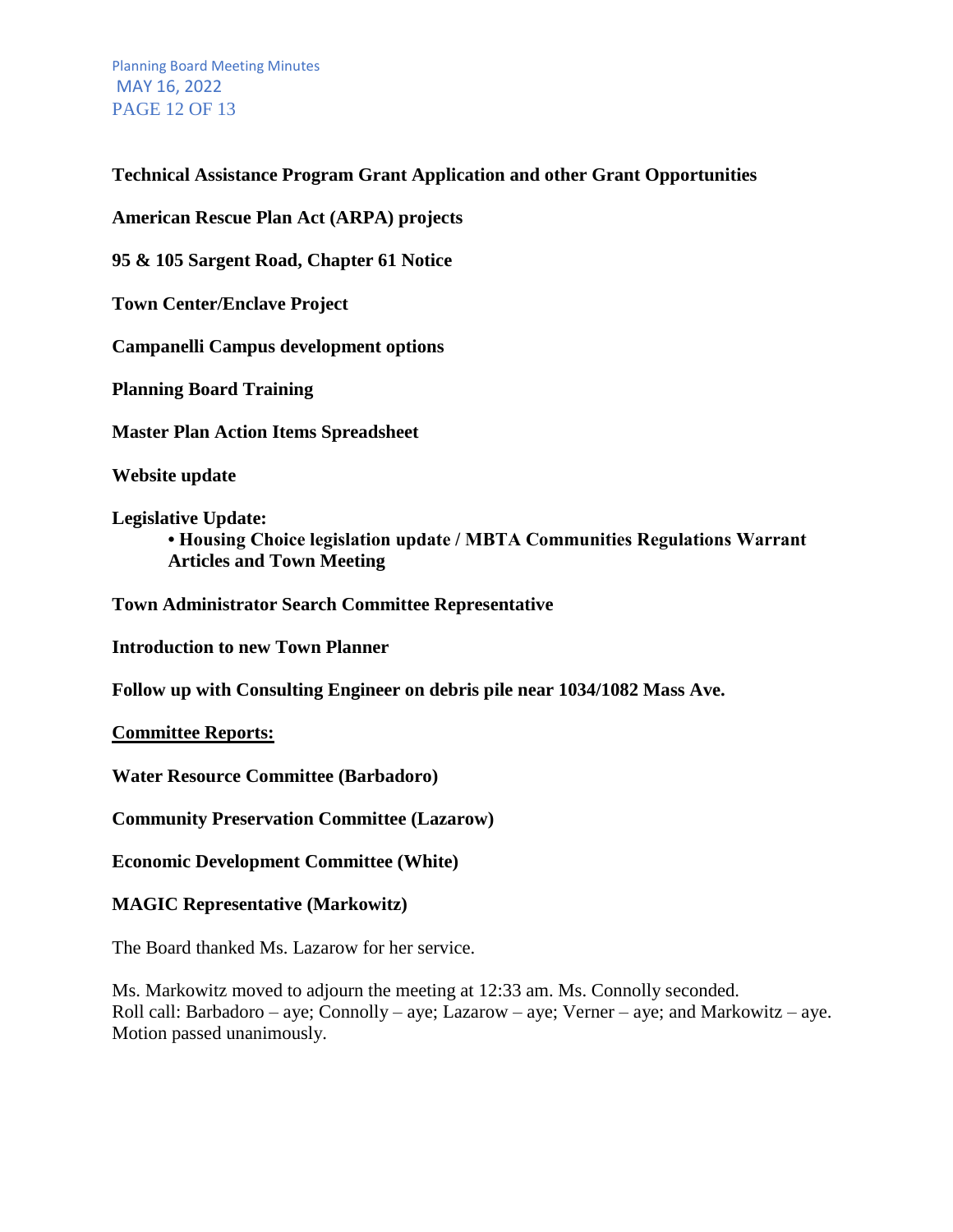**Technical Assistance Program Grant Application and other Grant Opportunities**

**American Rescue Plan Act (ARPA) projects**

**95 & 105 Sargent Road, Chapter 61 Notice**

**Town Center/Enclave Project**

**Campanelli Campus development options**

**Planning Board Training**

**Master Plan Action Items Spreadsheet**

**Website update**

**Legislative Update:**

- **Housing Choice legislation update / MBTA Communities Regulations Warrant Articles and Town Meeting**

**Town Administrator Search Committee Representative**

**Introduction to new Town Planner**

**Follow up with Consulting Engineer on debris pile near 1034/1082 Mass Ave.**

**<u>Committee Reports:</u>**

**Water Resource Committee (Barbadoro)**

**Community Preservation Committee (Lazarow)**

**Economic Development Committee (White)**

**MAGIC Representative (Markowitz)**

The Board thanked Ms. Lazarow for her service.

Ms. Markowitz moved to adjourn the meeting at 12:33 am. Ms. Connolly seconded.
Roll call: Barbadoro – aye; Connolly – aye; Lazarow – aye; Verner – aye; and Markowitz – aye.
Motion passed unanimously.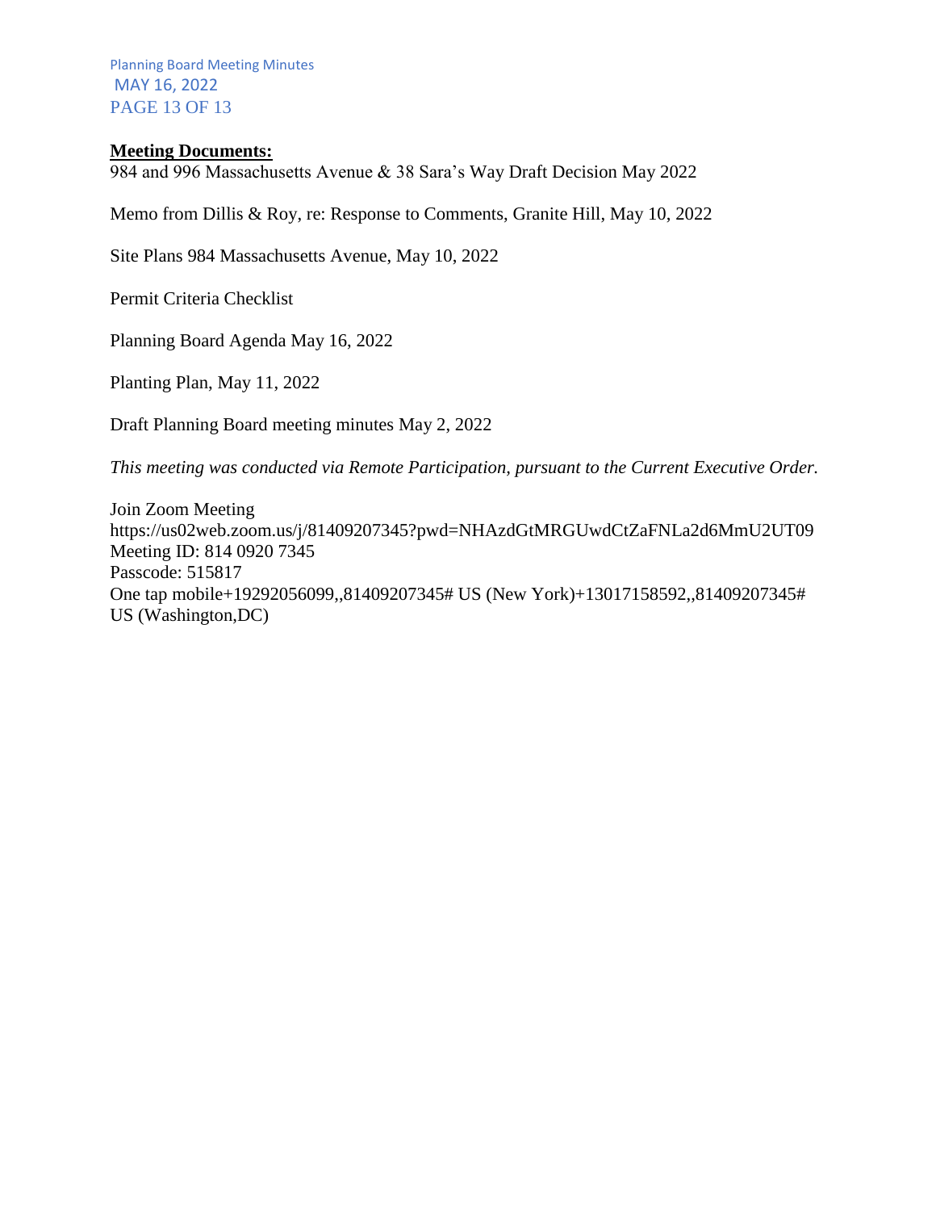**Meeting Documents:**

984 and 996 Massachusetts Avenue & 38 Sara's Way Draft Decision May 2022

Memo from Dillis & Roy, re: Response to Comments, Granite Hill, May 10, 2022

Site Plans 984 Massachusetts Avenue, May 10, 2022

Permit Criteria Checklist

Planning Board Agenda May 16, 2022

Planting Plan, May 11, 2022

Draft Planning Board meeting minutes May 2, 2022

*This meeting was conducted via Remote Participation, pursuant to the Current Executive Order.*

Join Zoom Meeting
https://us02web.zoom.us/j/81409207345?pwd=NHAzdGtMRGUwdCtZaFNLa2d6MmU2UT09
Meeting ID: 814 0920 7345
Passcode: 515817
One tap mobile+19292056099,,81409207345# US (New York)+13017158592,,81409207345# US (Washington,DC)